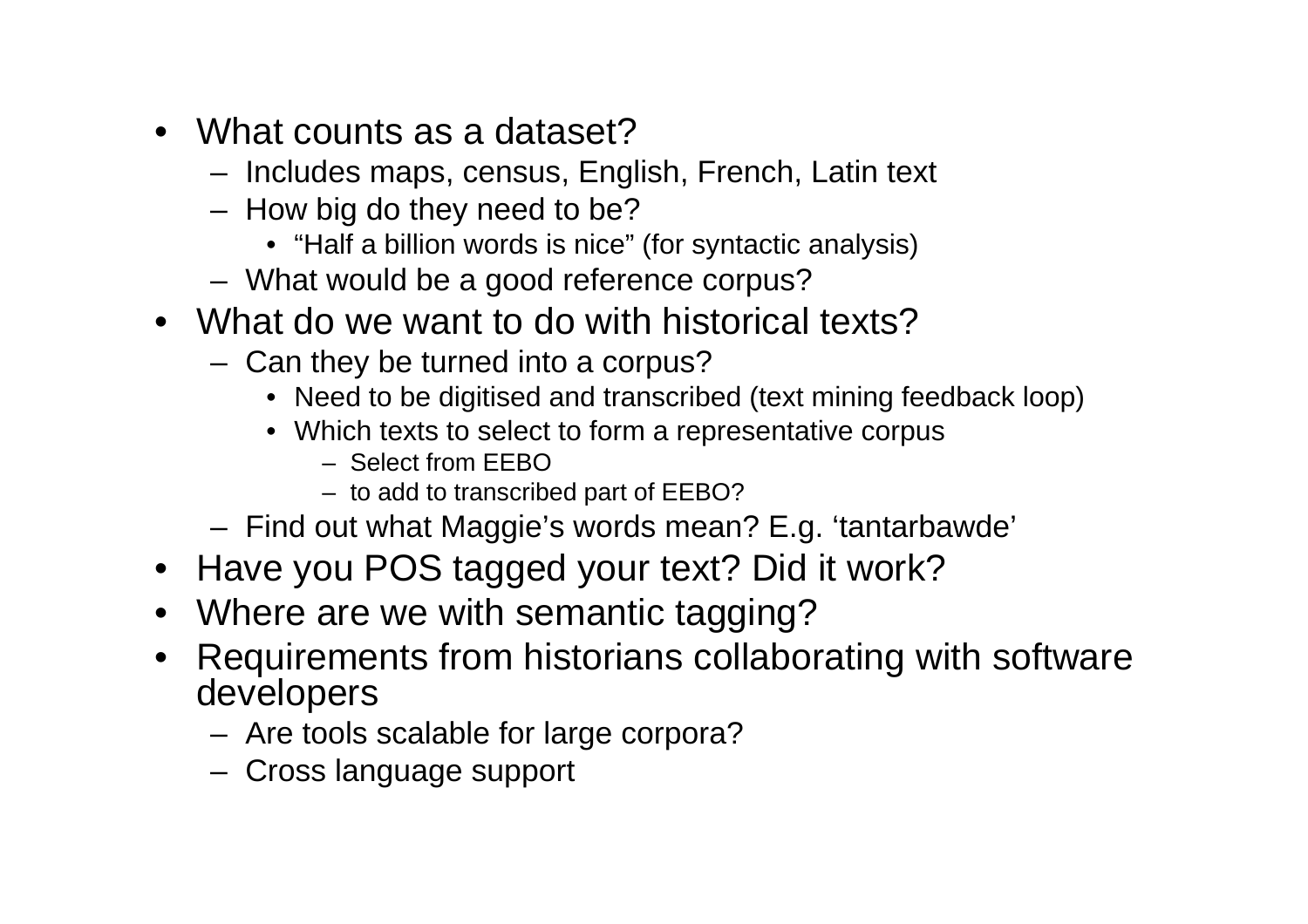- What counts as a dataset?
  - Includes maps, census, English, French, Latin text
  - How big do they need to be?
    - "Half a billion words is nice" (for syntactic analysis)
  - What would be a good reference corpus?
- What do we want to do with historical texts?
  - Can they be turned into a corpus?
    - Need to be digitised and transcribed (text mining feedback loop)
    - Which texts to select to form a representative corpus
      - Select from EEBO
      - to add to transcribed part of EEBO?
  - Find out what Maggie's words mean? E.g. 'tantarbawde'
- Have you POS tagged your text? Did it work?
- Where are we with semantic tagging?
- Requirements from historians collaborating with software developers
  - Are tools scalable for large corpora?
  - Cross language support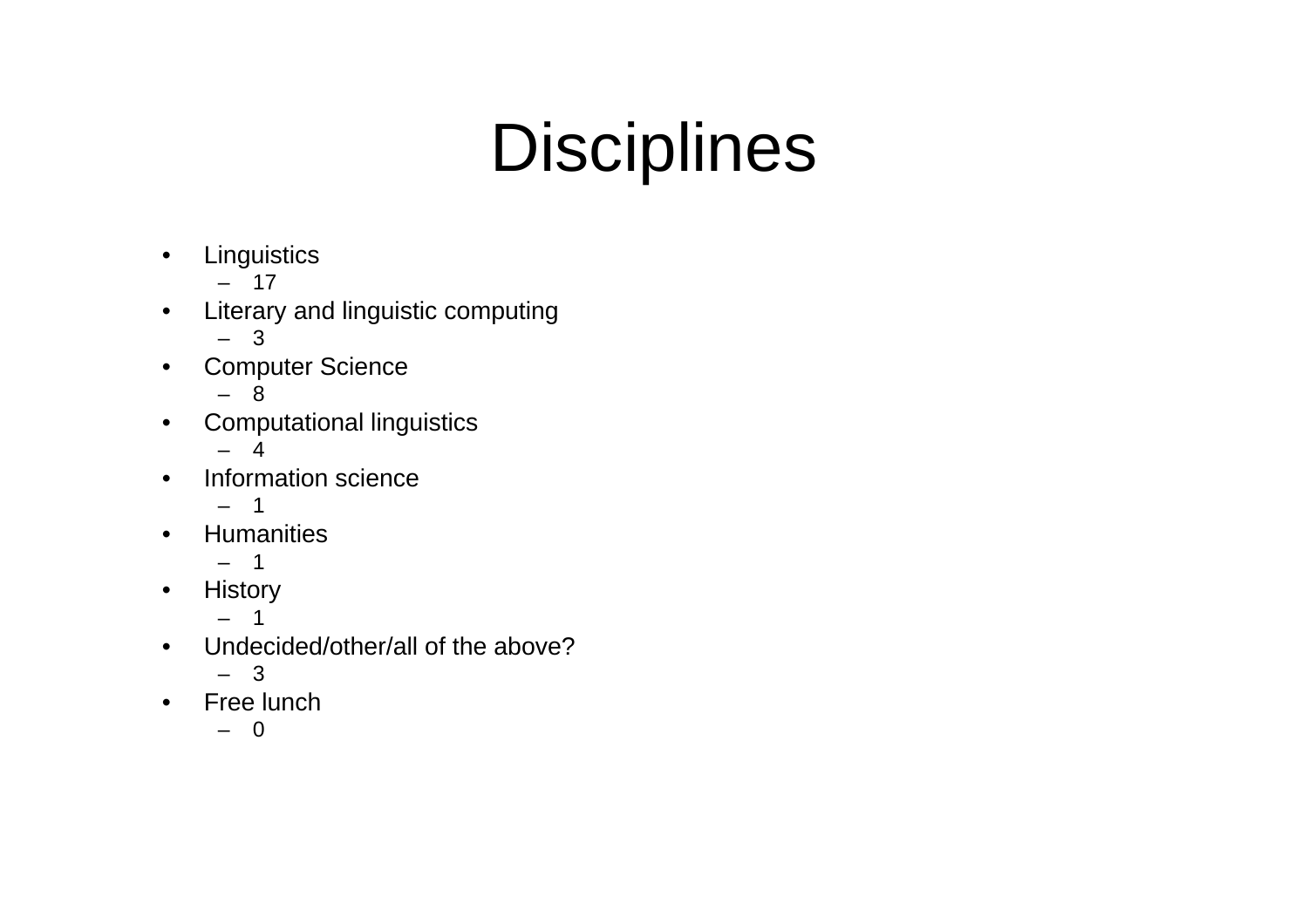# Disciplines

- Linguistics
  - 17
- Literary and linguistic computing
  - 3
- Computer Science
  - 8
- Computational linguistics
  - 4
- Information science
  - 1
- Humanities
  - 1
- History
  - 1
- Undecided/other/all of the above?
  - 3
- Free lunch
  - 0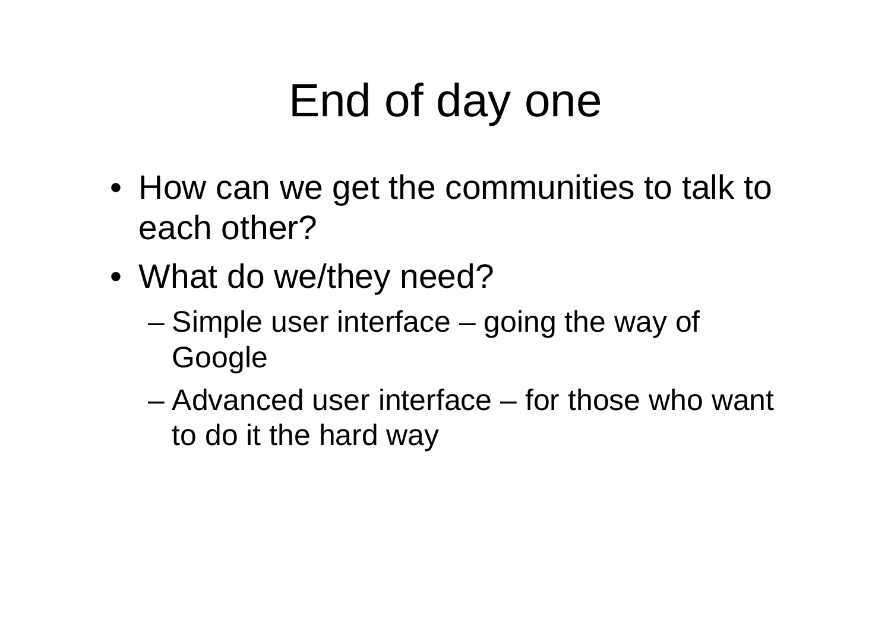# End of day one

- How can we get the communities to talk to each other?
- What do we/they need?
  - Simple user interface – going the way of Google
  - Advanced user interface – for those who want to do it the hard way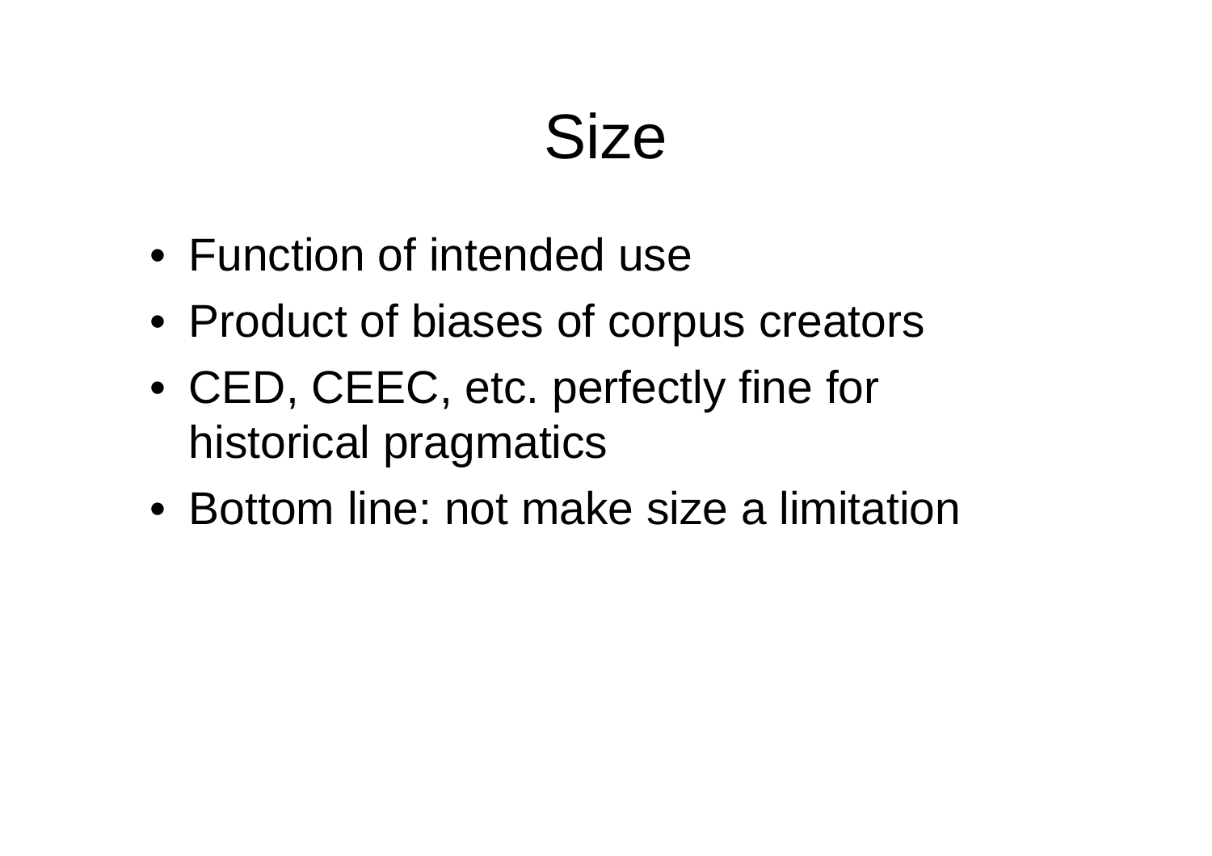# Size

- Function of intended use
- Product of biases of corpus creators
- CED, CEEC, etc. perfectly fine for historical pragmatics
- Bottom line: not make size a limitation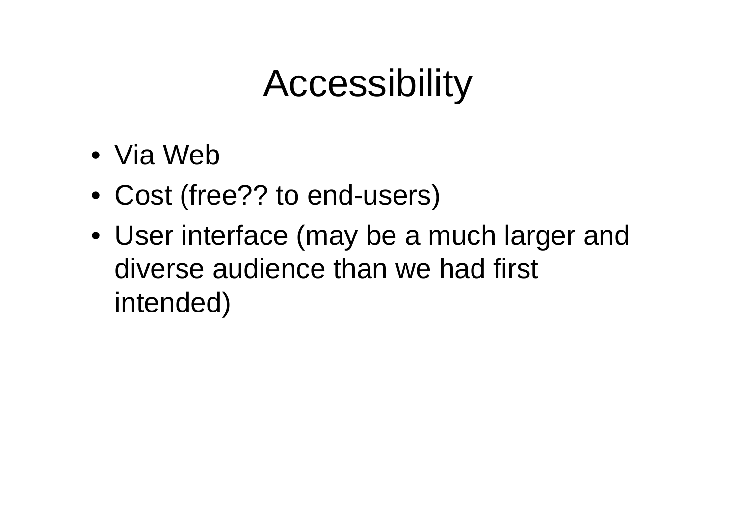# Accessibility

- Via Web
- Cost (free?? to end-users)
- User interface (may be a much larger and diverse audience than we had first intended)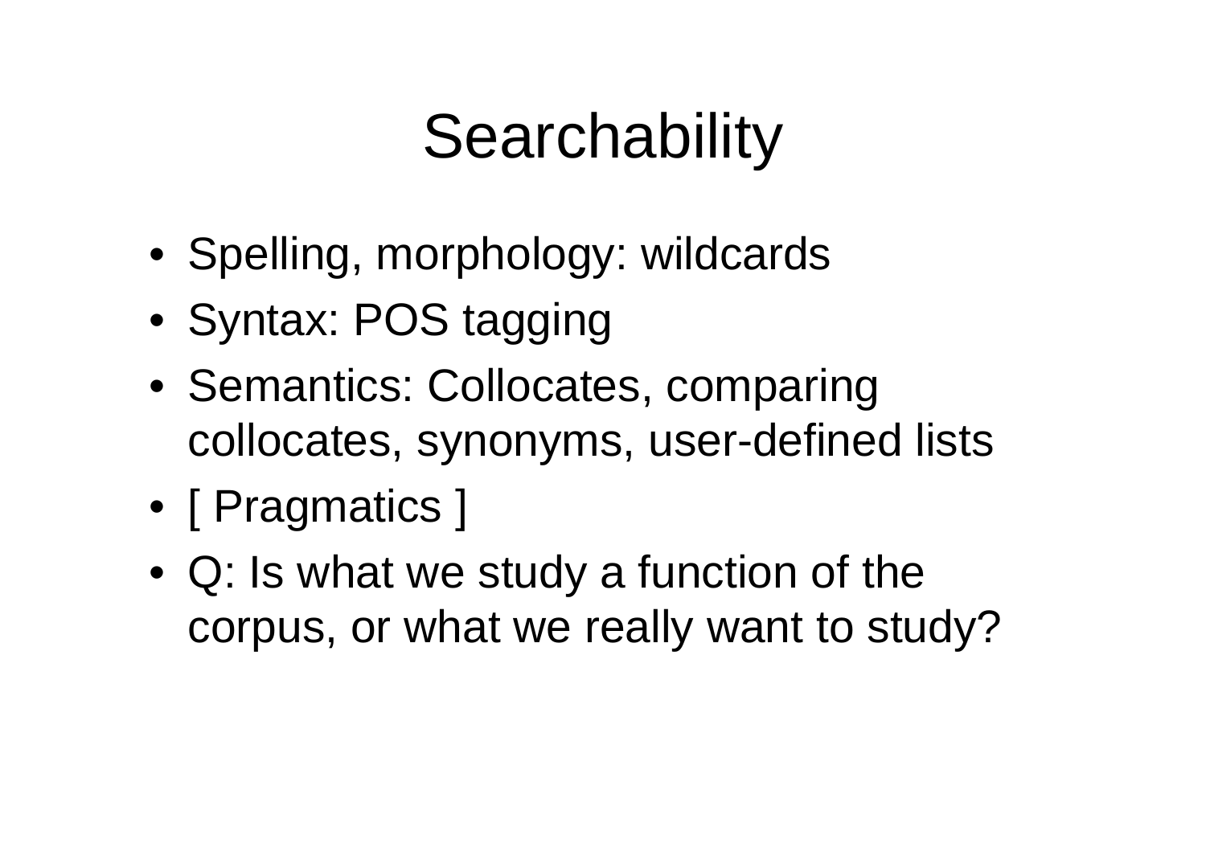# Searchability

- Spelling, morphology: wildcards
- Syntax: POS tagging
- Semantics: Collocates, comparing collocates, synonyms, user-defined lists
- [ Pragmatics ]
- Q: Is what we study a function of the corpus, or what we really want to study?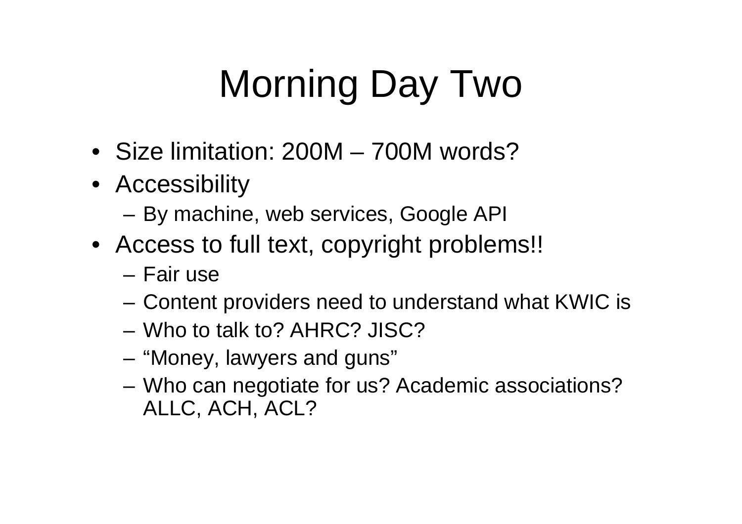# Morning Day Two

- Size limitation: 200M – 700M words?
- Accessibility
  - By machine, web services, Google API
- Access to full text, copyright problems!!
  - Fair use
  - Content providers need to understand what KWIC is
  - Who to talk to? AHRC? JISC?
  - "Money, lawyers and guns"
  - Who can negotiate for us? Academic associations? ALLC, ACH, ACL?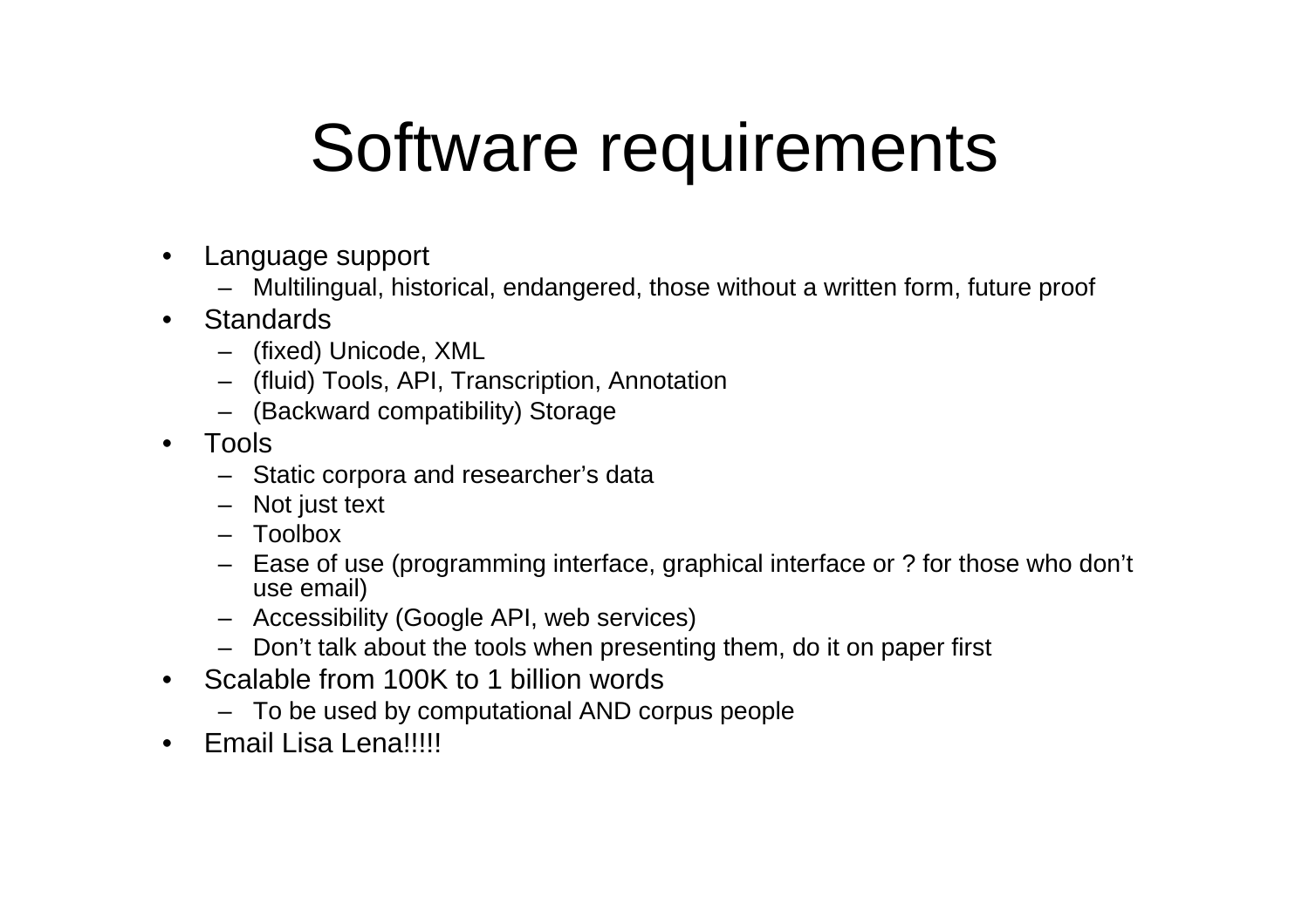# Software requirements

- Language support
  - Multilingual, historical, endangered, those without a written form, future proof
- Standards
  - (fixed) Unicode, XML
  - (fluid) Tools, API, Transcription, Annotation
  - (Backward compatibility) Storage
- Tools
  - Static corpora and researcher's data
  - Not just text
  - Toolbox
  - Ease of use (programming interface, graphical interface or ? for those who don't use email)
  - Accessibility (Google API, web services)
  - Don't talk about the tools when presenting them, do it on paper first
- Scalable from 100K to 1 billion words
  - To be used by computational AND corpus people
- Email Lisa Lena!!!!!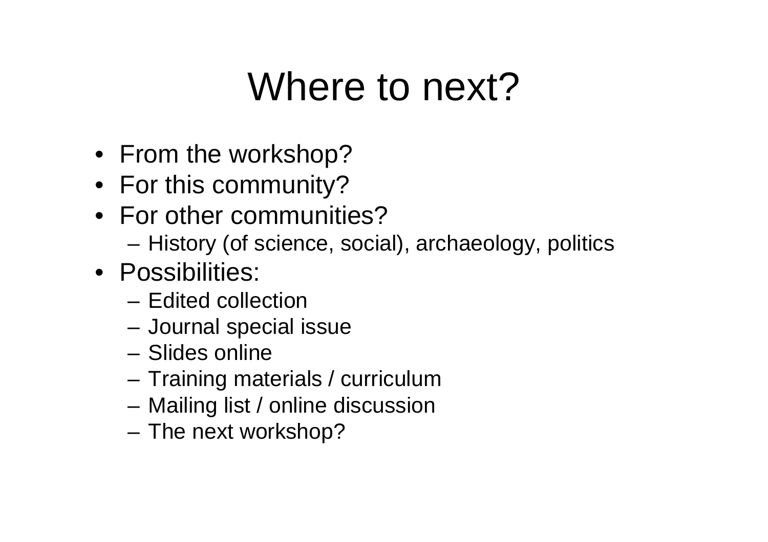# Where to next?

- From the workshop?
- For this community?
- For other communities?
  - History (of science, social), archaeology, politics
- Possibilities:
  - Edited collection
  - Journal special issue
  - Slides online
  - Training materials / curriculum
  - Mailing list / online discussion
  - The next workshop?